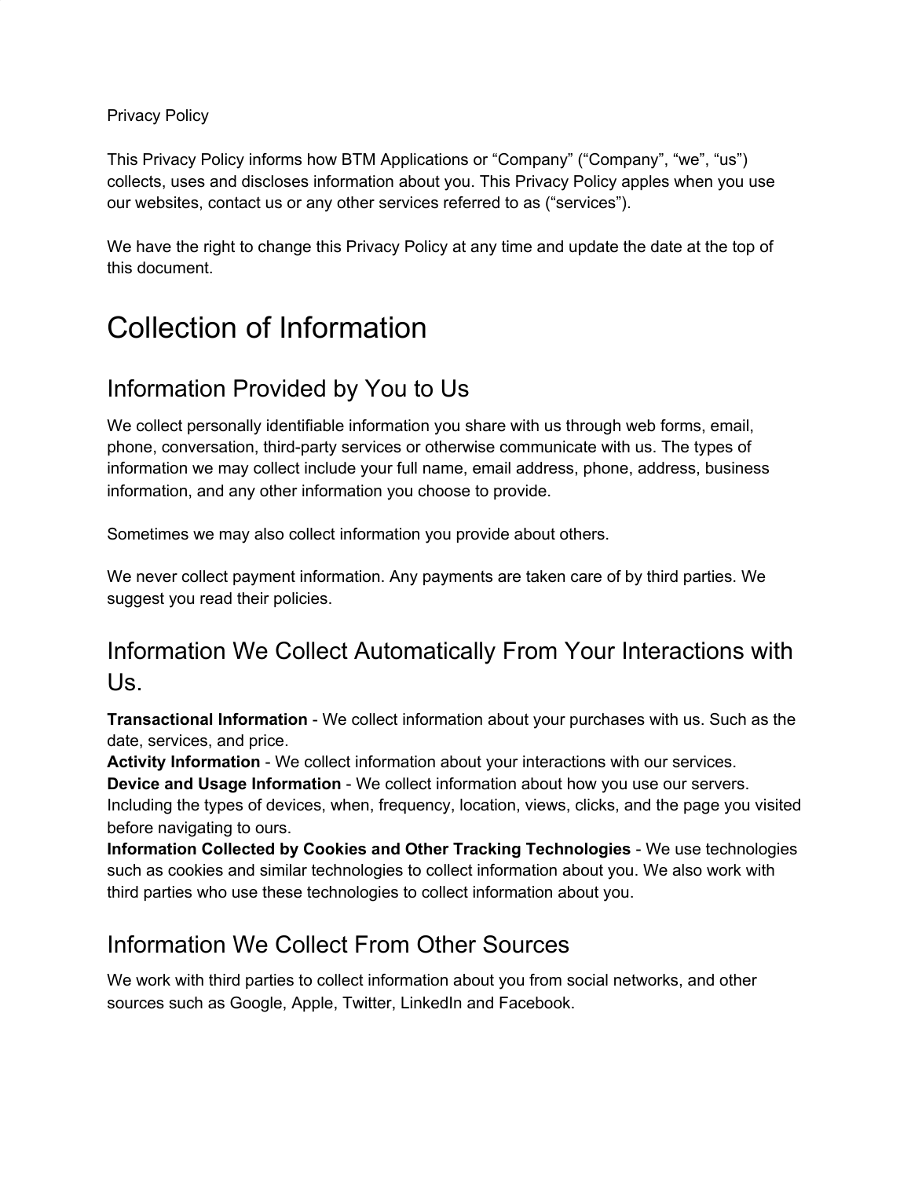Privacy Policy

This Privacy Policy informs how BTM Applications or “Company” (“Company”, “we”, “us”) collects, uses and discloses information about you. This Privacy Policy apples when you use our websites, contact us or any other services referred to as (“services”).

We have the right to change this Privacy Policy at any time and update the date at the top of this document.

# Collection of Information

## Information Provided by You to Us

We collect personally identifiable information you share with us through web forms, email, phone, conversation, third-party services or otherwise communicate with us. The types of information we may collect include your full name, email address, phone, address, business information, and any other information you choose to provide.

Sometimes we may also collect information you provide about others.

We never collect payment information. Any payments are taken care of by third parties. We suggest you read their policies.

## Information We Collect Automatically From Your Interactions with Us.

**Transactional Information** - We collect information about your purchases with us. Such as the date, services, and price.
**Activity Information** - We collect information about your interactions with our services.
**Device and Usage Information** - We collect information about how you use our servers. Including the types of devices, when, frequency, location, views, clicks, and the page you visited before navigating to ours.
**Information Collected by Cookies and Other Tracking Technologies** - We use technologies such as cookies and similar technologies to collect information about you. We also work with third parties who use these technologies to collect information about you.

## Information We Collect From Other Sources

We work with third parties to collect information about you from social networks, and other sources such as Google, Apple, Twitter, LinkedIn and Facebook.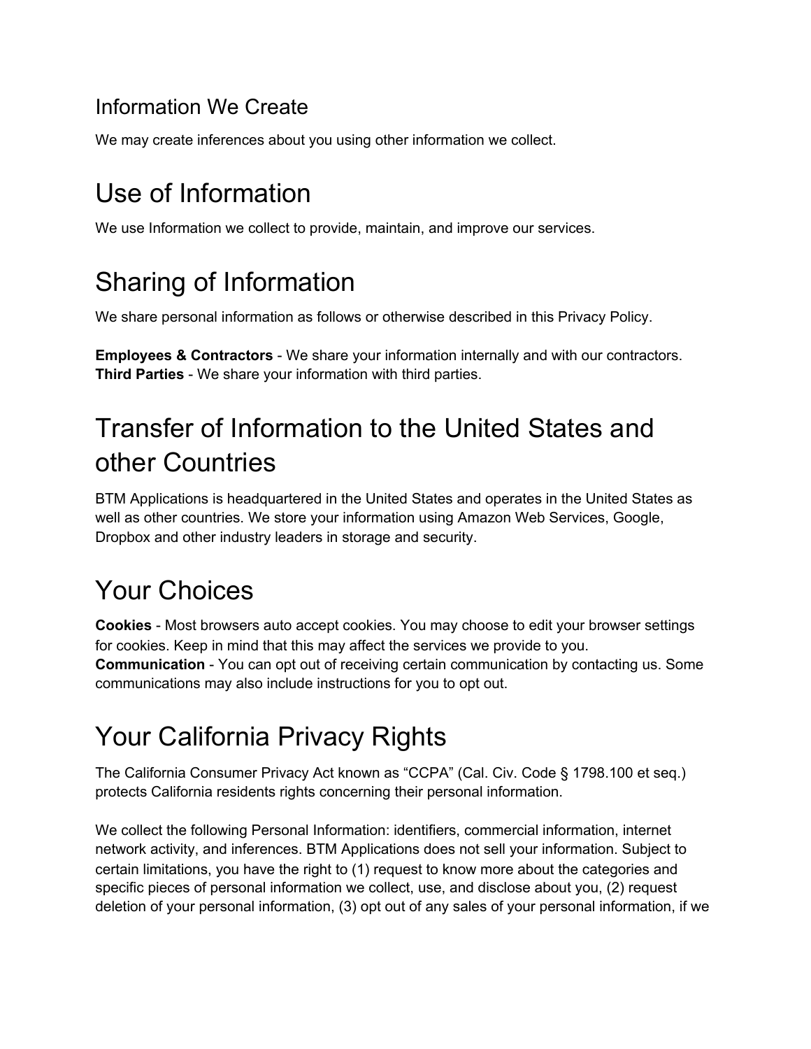### Information We Create

We may create inferences about you using other information we collect.

# Use of Information

We use Information we collect to provide, maintain, and improve our services.

# Sharing of Information

We share personal information as follows or otherwise described in this Privacy Policy.

**Employees & Contractors** - We share your information internally and with our contractors.
**Third Parties** - We share your information with third parties.

# Transfer of Information to the United States and other Countries

BTM Applications is headquartered in the United States and operates in the United States as well as other countries. We store your information using Amazon Web Services, Google, Dropbox and other industry leaders in storage and security.

# Your Choices

**Cookies** - Most browsers auto accept cookies. You may choose to edit your browser settings for cookies. Keep in mind that this may affect the services we provide to you.
**Communication** - You can opt out of receiving certain communication by contacting us. Some communications may also include instructions for you to opt out.

# Your California Privacy Rights

The California Consumer Privacy Act known as "CCPA" (Cal. Civ. Code § 1798.100 et seq.) protects California residents rights concerning their personal information.

We collect the following Personal Information: identifiers, commercial information, internet network activity, and inferences. BTM Applications does not sell your information. Subject to certain limitations, you have the right to (1) request to know more about the categories and specific pieces of personal information we collect, use, and disclose about you, (2) request deletion of your personal information, (3) opt out of any sales of your personal information, if we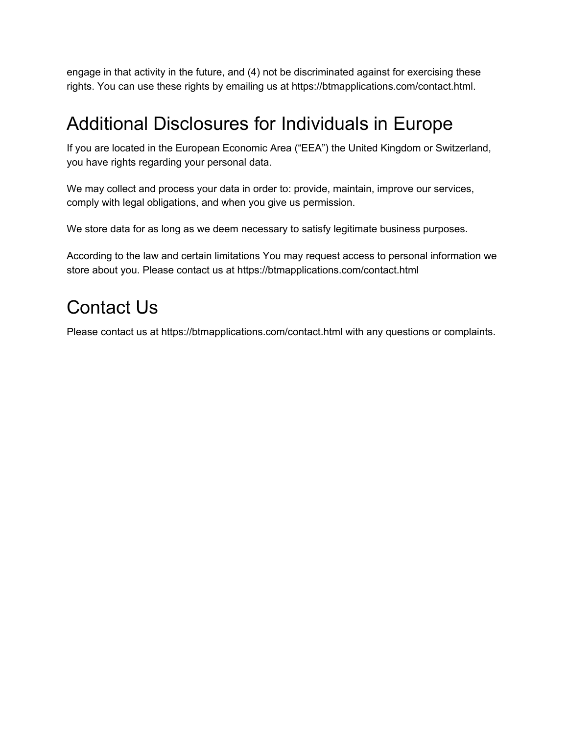engage in that activity in the future, and (4) not be discriminated against for exercising these rights. You can use these rights by emailing us at https://btmapplications.com/contact.html.

## Additional Disclosures for Individuals in Europe

If you are located in the European Economic Area (“EEA”) the United Kingdom or Switzerland, you have rights regarding your personal data.

We may collect and process your data in order to: provide, maintain, improve our services, comply with legal obligations, and when you give us permission.

We store data for as long as we deem necessary to satisfy legitimate business purposes.

According to the law and certain limitations You may request access to personal information we store about you. Please contact us at https://btmapplications.com/contact.html

## Contact Us

Please contact us at https://btmapplications.com/contact.html with any questions or complaints.